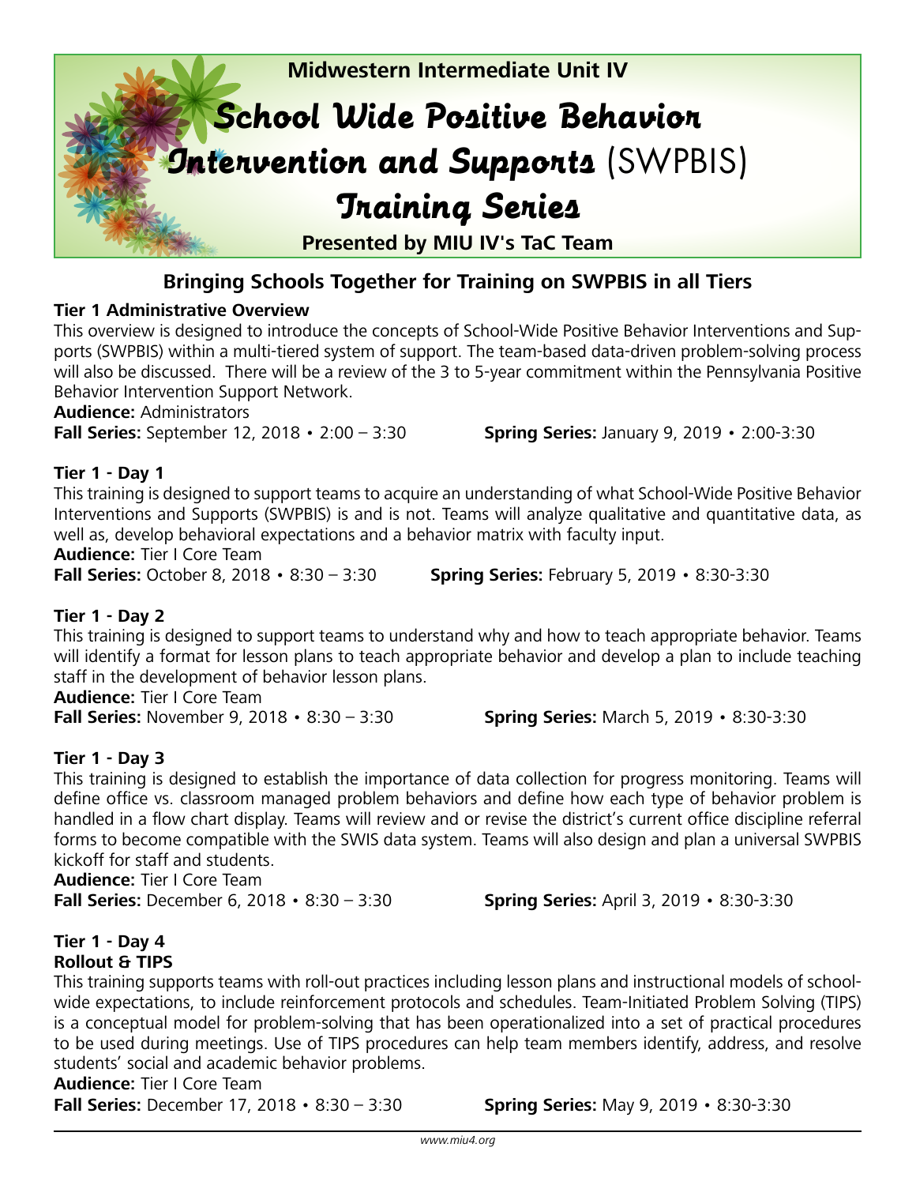**Midwestern Intermediate Unit IV**

# *School Wide Positive Behavior Intervention and Supports* (SWPBIS) *Training Series*

**Presented by MIU IV's TaC Team**

## Bringing Schools Together for Training on SWPBIS in all Tiers

### Tier 1 Administrative Overview

This overview is designed to introduce the concepts of School-Wide Positive Behavior Interventions and Supports (SWPBIS) within a multi-tiered system of support. The team-based data-driven problem-solving process will also be discussed. There will be a review of the 3 to 5-year commitment within the Pennsylvania Positive Behavior Intervention Support Network.

**Audience:** Administrators

**Fall Series:** September 12, 2018 • 2:00 – 3:30 **Spring Series:** January 9, 2019 • 2:00-3:30

### Tier 1 - Day 1

This training is designed to support teams to acquire an understanding of what School-Wide Positive Behavior Interventions and Supports (SWPBIS) is and is not. Teams will analyze qualitative and quantitative data, as well as, develop behavioral expectations and a behavior matrix with faculty input.

**Audience:** Tier I Core Team

**Fall Series:** October 8, 2018 • 8:30 – 3:30 **Spring Series:** February 5, 2019 • 8:30-3:30

### Tier 1 - Day 2

This training is designed to support teams to understand why and how to teach appropriate behavior. Teams will identify a format for lesson plans to teach appropriate behavior and develop a plan to include teaching staff in the development of behavior lesson plans.

**Audience:** Tier I Core Team

**Fall Series:** November 9, 2018 • 8:30 – 3:30 **Spring Series:** March 5, 2019 • 8:30-3:30

### Tier 1 - Day 3

This training is designed to establish the importance of data collection for progress monitoring. Teams will define office vs. classroom managed problem behaviors and define how each type of behavior problem is handled in a flow chart display. Teams will review and or revise the district's current office discipline referral forms to become compatible with the SWIS data system. Teams will also design and plan a universal SWPBIS kickoff for staff and students.

**Audience:** Tier I Core Team

**Fall Series:** December 6, 2018 • 8:30 – 3:30 **Spring Series:** April 3, 2019 • 8:30-3:30

### Tier 1 - Day 4
### Rollout & TIPS

This training supports teams with roll-out practices including lesson plans and instructional models of school-wide expectations, to include reinforcement protocols and schedules. Team-Initiated Problem Solving (TIPS) is a conceptual model for problem-solving that has been operationalized into a set of practical procedures to be used during meetings. Use of TIPS procedures can help team members identify, address, and resolve students' social and academic behavior problems.

**Audience:** Tier I Core Team

**Fall Series:** December 17, 2018 • 8:30 – 3:30 **Spring Series:** May 9, 2019 • 8:30-3:30

www.miu4.org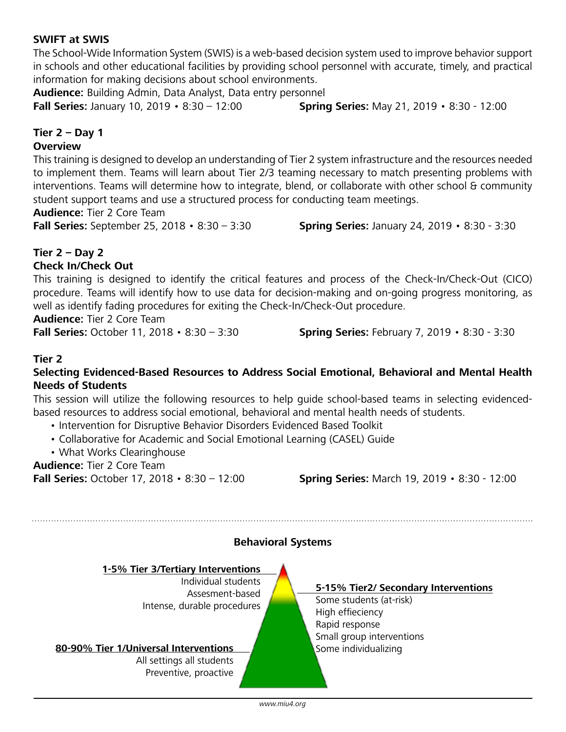### SWIFT at SWIS

The School-Wide Information System (SWIS) is a web-based decision system used to improve behavior support in schools and other educational facilities by providing school personnel with accurate, timely, and practical information for making decisions about school environments.

**Audience:** Building Admin, Data Analyst, Data entry personnel

**Fall Series:** January 10, 2019 • 8:30 – 12:00 **Spring Series:** May 21, 2019 • 8:30 - 12:00

### Tier 2 – Day 1

**Overview**

This training is designed to develop an understanding of Tier 2 system infrastructure and the resources needed to implement them. Teams will learn about Tier 2/3 teaming necessary to match presenting problems with interventions. Teams will determine how to integrate, blend, or collaborate with other school & community student support teams and use a structured process for conducting team meetings.

**Audience:** Tier 2 Core Team

**Fall Series:** September 25, 2018 • 8:30 – 3:30 **Spring Series:** January 24, 2019 • 8:30 - 3:30

### Tier 2 – Day 2

**Check In/Check Out**

This training is designed to identify the critical features and process of the Check-In/Check-Out (CICO) procedure. Teams will identify how to use data for decision-making and on-going progress monitoring, as well as identify fading procedures for exiting the Check-In/Check-Out procedure.

**Audience:** Tier 2 Core Team

**Fall Series:** October 11, 2018 • 8:30 – 3:30 **Spring Series:** February 7, 2019 • 8:30 - 3:30

### Tier 2

**Selecting Evidenced-Based Resources to Address Social Emotional, Behavioral and Mental Health Needs of Students**

This session will utilize the following resources to help guide school-based teams in selecting evidenced-based resources to address social emotional, behavioral and mental health needs of students.

- Intervention for Disruptive Behavior Disorders Evidenced Based Toolkit
- Collaborative for Academic and Social Emotional Learning (CASEL) Guide
- What Works Clearinghouse

**Audience:** Tier 2 Core Team

**Fall Series:** October 17, 2018 • 8:30 – 12:00 **Spring Series:** March 19, 2019 • 8:30 - 12:00

---

### Behavioral Systems

**1-5% Tier 3/Tertiary Interventions**
Individual students
Assesment-based
Intense, durable procedures

**5-15% Tier2/ Secondary Interventions**
Some students (at-risk)
High effieciency
Rapid response
Small group interventions
Some individualizing

**80-90% Tier 1/Universal Interventions**
All settings all students
Preventive, proactive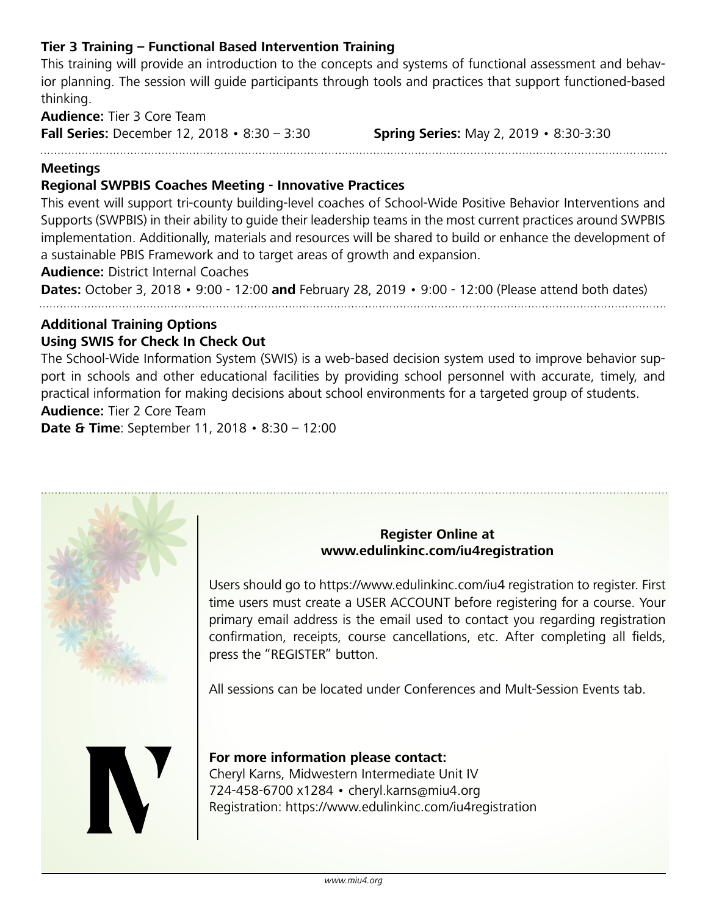### Tier 3 Training – Functional Based Intervention Training

This training will provide an introduction to the concepts and systems of functional assessment and behavior planning. The session will guide participants through tools and practices that support functioned-based thinking.

**Audience:** Tier 3 Core Team

**Fall Series:** December 12, 2018 • 8:30 – 3:30 **Spring Series:** May 2, 2019 • 8:30-3:30

---

### Meetings

### Regional SWPBIS Coaches Meeting - Innovative Practices

This event will support tri-county building-level coaches of School-Wide Positive Behavior Interventions and Supports (SWPBIS) in their ability to guide their leadership teams in the most current practices around SWPBIS implementation. Additionally, materials and resources will be shared to build or enhance the development of a sustainable PBIS Framework and to target areas of growth and expansion.

**Audience:** District Internal Coaches

**Dates:** October 3, 2018 • 9:00 - 12:00 **and** February 28, 2019 • 9:00 - 12:00 (Please attend both dates)

---

### Additional Training Options

### Using SWIS for Check In Check Out

The School-Wide Information System (SWIS) is a web-based decision system used to improve behavior support in schools and other educational facilities by providing school personnel with accurate, timely, and practical information for making decisions about school environments for a targeted group of students.

**Audience:** Tier 2 Core Team

**Date & Time**: September 11, 2018 • 8:30 – 12:00

---

**Register Online at**
**www.edulinkinc.com/iu4registration**

Users should go to https://www.edulinkinc.com/iu4 registration to register. First time users must create a USER ACCOUNT before registering for a course. Your primary email address is the email used to contact you regarding registration confirmation, receipts, course cancellations, etc. After completing all fields, press the "REGISTER" button.

All sessions can be located under Conferences and Mult-Session Events tab.

**For more information please contact:**
Cheryl Karns, Midwestern Intermediate Unit IV
724-458-6700 x1284 • cheryl.karns@miu4.org
Registration: https://www.edulinkinc.com/iu4registration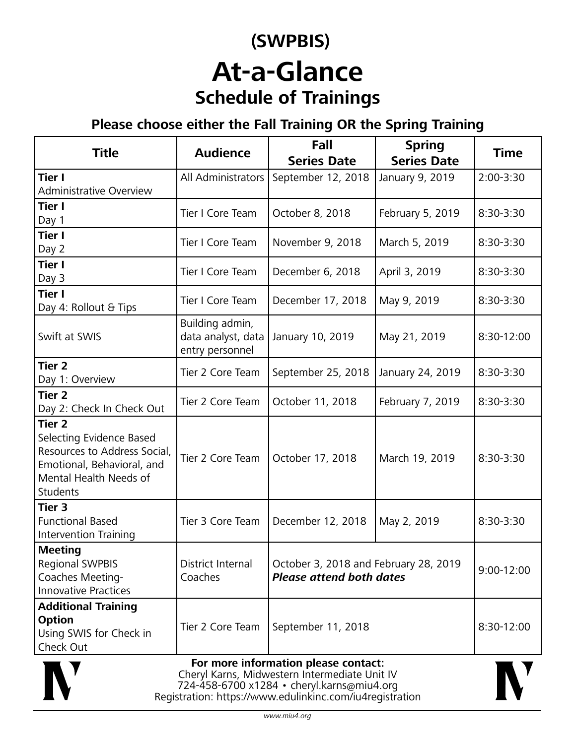# (SWPBIS)

# At-a-Glance

## Schedule of Trainings

### Please choose either the Fall Training OR the Spring Training

| Title | Audience | Fall Series Date | Spring Series Date | Time |
|---|---|---|---|---|
| **Tier I** Administrative Overview | All Administrators | September 12, 2018 | January 9, 2019 | 2:00-3:30 |
| **Tier I** Day 1 | Tier I Core Team | October 8, 2018 | February 5, 2019 | 8:30-3:30 |
| **Tier I** Day 2 | Tier I Core Team | November 9, 2018 | March 5, 2019 | 8:30-3:30 |
| **Tier I** Day 3 | Tier I Core Team | December 6, 2018 | April 3, 2019 | 8:30-3:30 |
| **Tier I** Day 4: Rollout & Tips | Tier I Core Team | December 17, 2018 | May 9, 2019 | 8:30-3:30 |
| Swift at SWIS | Building admin, data analyst, data entry personnel | January 10, 2019 | May 21, 2019 | 8:30-12:00 |
| **Tier 2** Day 1: Overview | Tier 2 Core Team | September 25, 2018 | January 24, 2019 | 8:30-3:30 |
| **Tier 2** Day 2: Check In Check Out | Tier 2 Core Team | October 11, 2018 | February 7, 2019 | 8:30-3:30 |
| **Tier 2** Selecting Evidence Based Resources to Address Social, Emotional, Behavioral, and Mental Health Needs of Students | Tier 2 Core Team | October 17, 2018 | March 19, 2019 | 8:30-3:30 |
| **Tier 3** Functional Based Intervention Training | Tier 3 Core Team | December 12, 2018 | May 2, 2019 | 8:30-3:30 |
| **Meeting** Regional SWPBIS Coaches Meeting-Innovative Practices | District Internal Coaches | October 3, 2018 and February 28, 2019 ***Please attend both dates*** | | 9:00-12:00 |
| **Additional Training Option** Using SWIS for Check in Check Out | Tier 2 Core Team | September 11, 2018 | | 8:30-12:00 |

**For more information please contact:**
Cheryl Karns, Midwestern Intermediate Unit IV
724-458-6700 x1284 • cheryl.karns@miu4.org
Registration: https://www.edulinkinc.com/iu4registration

*www.miu4.org*